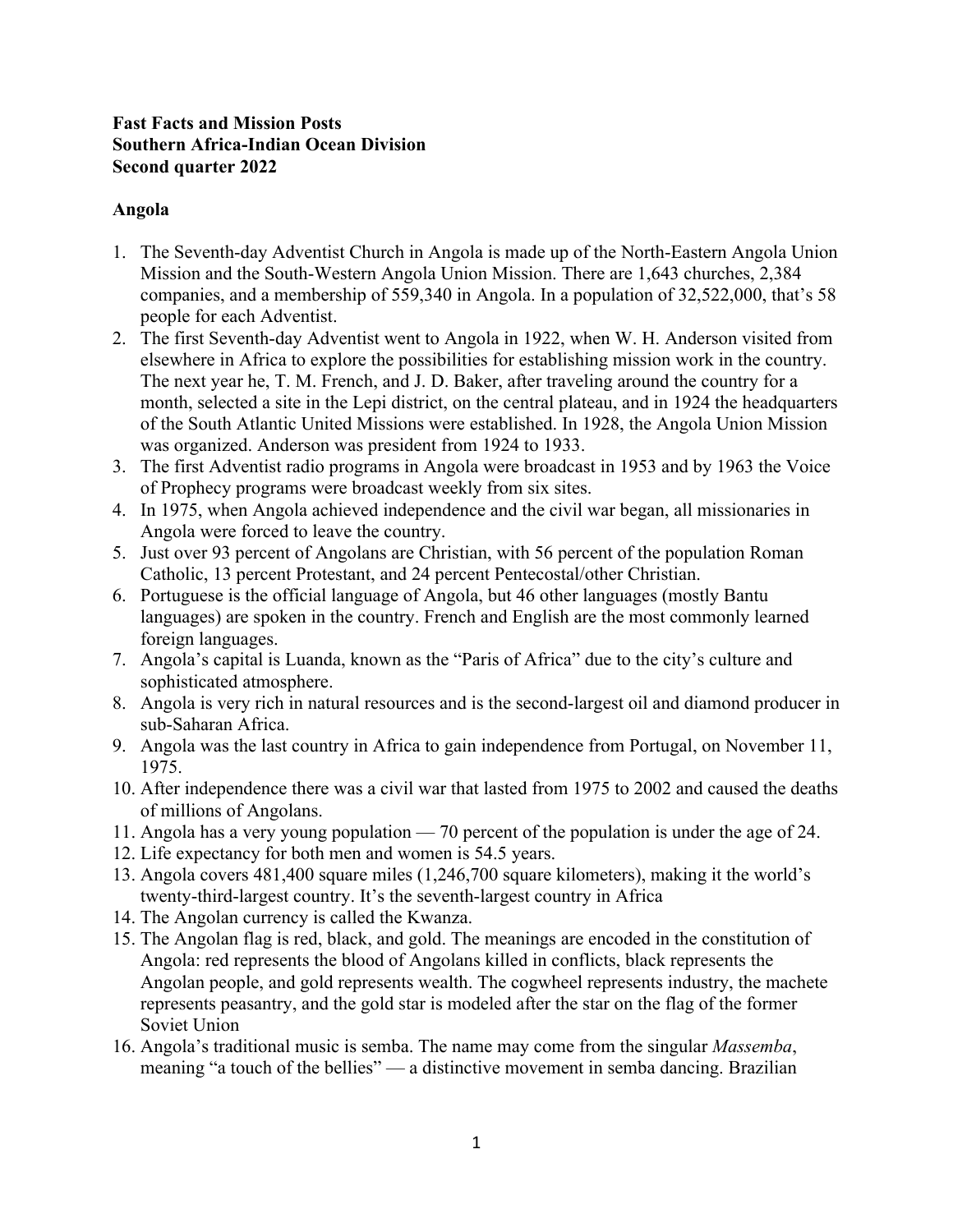**Fast Facts and Mission Posts**
**Southern Africa-Indian Ocean Division**
**Second quarter 2022**

**Angola**

1. The Seventh-day Adventist Church in Angola is made up of the North-Eastern Angola Union Mission and the South-Western Angola Union Mission. There are 1,643 churches, 2,384 companies, and a membership of 559,340 in Angola. In a population of 32,522,000, that's 58 people for each Adventist.
2. The first Seventh-day Adventist went to Angola in 1922, when W. H. Anderson visited from elsewhere in Africa to explore the possibilities for establishing mission work in the country. The next year he, T. M. French, and J. D. Baker, after traveling around the country for a month, selected a site in the Lepi district, on the central plateau, and in 1924 the headquarters of the South Atlantic United Missions were established. In 1928, the Angola Union Mission was organized. Anderson was president from 1924 to 1933.
3. The first Adventist radio programs in Angola were broadcast in 1953 and by 1963 the Voice of Prophecy programs were broadcast weekly from six sites.
4. In 1975, when Angola achieved independence and the civil war began, all missionaries in Angola were forced to leave the country.
5. Just over 93 percent of Angolans are Christian, with 56 percent of the population Roman Catholic, 13 percent Protestant, and 24 percent Pentecostal/other Christian.
6. Portuguese is the official language of Angola, but 46 other languages (mostly Bantu languages) are spoken in the country. French and English are the most commonly learned foreign languages.
7. Angola's capital is Luanda, known as the "Paris of Africa" due to the city's culture and sophisticated atmosphere.
8. Angola is very rich in natural resources and is the second-largest oil and diamond producer in sub-Saharan Africa.
9. Angola was the last country in Africa to gain independence from Portugal, on November 11, 1975.
10. After independence there was a civil war that lasted from 1975 to 2002 and caused the deaths of millions of Angolans.
11. Angola has a very young population — 70 percent of the population is under the age of 24.
12. Life expectancy for both men and women is 54.5 years.
13. Angola covers 481,400 square miles (1,246,700 square kilometers), making it the world's twenty-third-largest country. It's the seventh-largest country in Africa
14. The Angolan currency is called the Kwanza.
15. The Angolan flag is red, black, and gold. The meanings are encoded in the constitution of Angola: red represents the blood of Angolans killed in conflicts, black represents the Angolan people, and gold represents wealth. The cogwheel represents industry, the machete represents peasantry, and the gold star is modeled after the star on the flag of the former Soviet Union
16. Angola's traditional music is semba. The name may come from the singular *Massemba*, meaning "a touch of the bellies" — a distinctive movement in semba dancing. Brazilian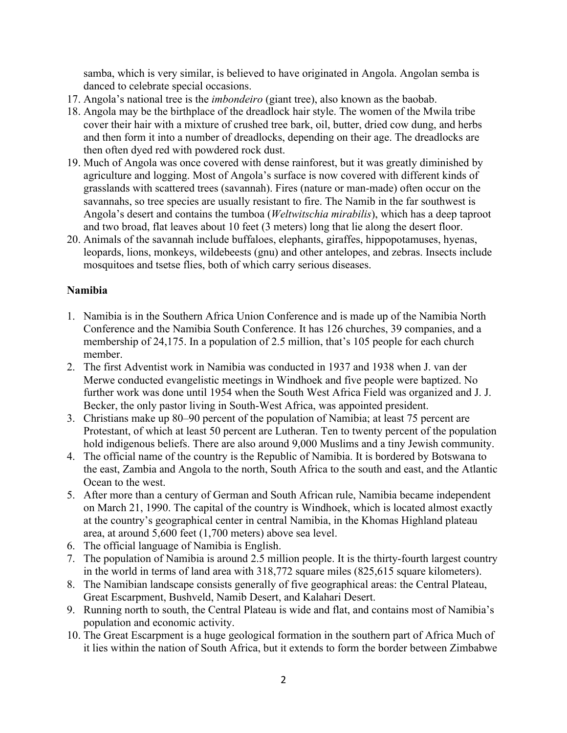samba, which is very similar, is believed to have originated in Angola. Angolan semba is danced to celebrate special occasions.

17. Angola's national tree is the *imbondeiro* (giant tree), also known as the baobab.
18. Angola may be the birthplace of the dreadlock hair style. The women of the Mwila tribe cover their hair with a mixture of crushed tree bark, oil, butter, dried cow dung, and herbs and then form it into a number of dreadlocks, depending on their age. The dreadlocks are then often dyed red with powdered rock dust.
19. Much of Angola was once covered with dense rainforest, but it was greatly diminished by agriculture and logging. Most of Angola's surface is now covered with different kinds of grasslands with scattered trees (savannah). Fires (nature or man-made) often occur on the savannahs, so tree species are usually resistant to fire. The Namib in the far southwest is Angola's desert and contains the tumboa (*Weltwitschia mirabilis*), which has a deep taproot and two broad, flat leaves about 10 feet (3 meters) long that lie along the desert floor.
20. Animals of the savannah include buffaloes, elephants, giraffes, hippopotamuses, hyenas, leopards, lions, monkeys, wildebeests (gnu) and other antelopes, and zebras. Insects include mosquitoes and tsetse flies, both of which carry serious diseases.

**Namibia**

1. Namibia is in the Southern Africa Union Conference and is made up of the Namibia North Conference and the Namibia South Conference. It has 126 churches, 39 companies, and a membership of 24,175. In a population of 2.5 million, that's 105 people for each church member.
2. The first Adventist work in Namibia was conducted in 1937 and 1938 when J. van der Merwe conducted evangelistic meetings in Windhoek and five people were baptized. No further work was done until 1954 when the South West Africa Field was organized and J. J. Becker, the only pastor living in South-West Africa, was appointed president.
3. Christians make up 80–90 percent of the population of Namibia; at least 75 percent are Protestant, of which at least 50 percent are Lutheran. Ten to twenty percent of the population hold indigenous beliefs. There are also around 9,000 Muslims and a tiny Jewish community.
4. The official name of the country is the Republic of Namibia. It is bordered by Botswana to the east, Zambia and Angola to the north, South Africa to the south and east, and the Atlantic Ocean to the west.
5. After more than a century of German and South African rule, Namibia became independent on March 21, 1990. The capital of the country is Windhoek, which is located almost exactly at the country's geographical center in central Namibia, in the Khomas Highland plateau area, at around 5,600 feet (1,700 meters) above sea level.
6. The official language of Namibia is English.
7. The population of Namibia is around 2.5 million people. It is the thirty-fourth largest country in the world in terms of land area with 318,772 square miles (825,615 square kilometers).
8. The Namibian landscape consists generally of five geographical areas: the Central Plateau, Great Escarpment, Bushveld, Namib Desert, and Kalahari Desert.
9. Running north to south, the Central Plateau is wide and flat, and contains most of Namibia's population and economic activity.
10. The Great Escarpment is a huge geological formation in the southern part of Africa Much of it lies within the nation of South Africa, but it extends to form the border between Zimbabwe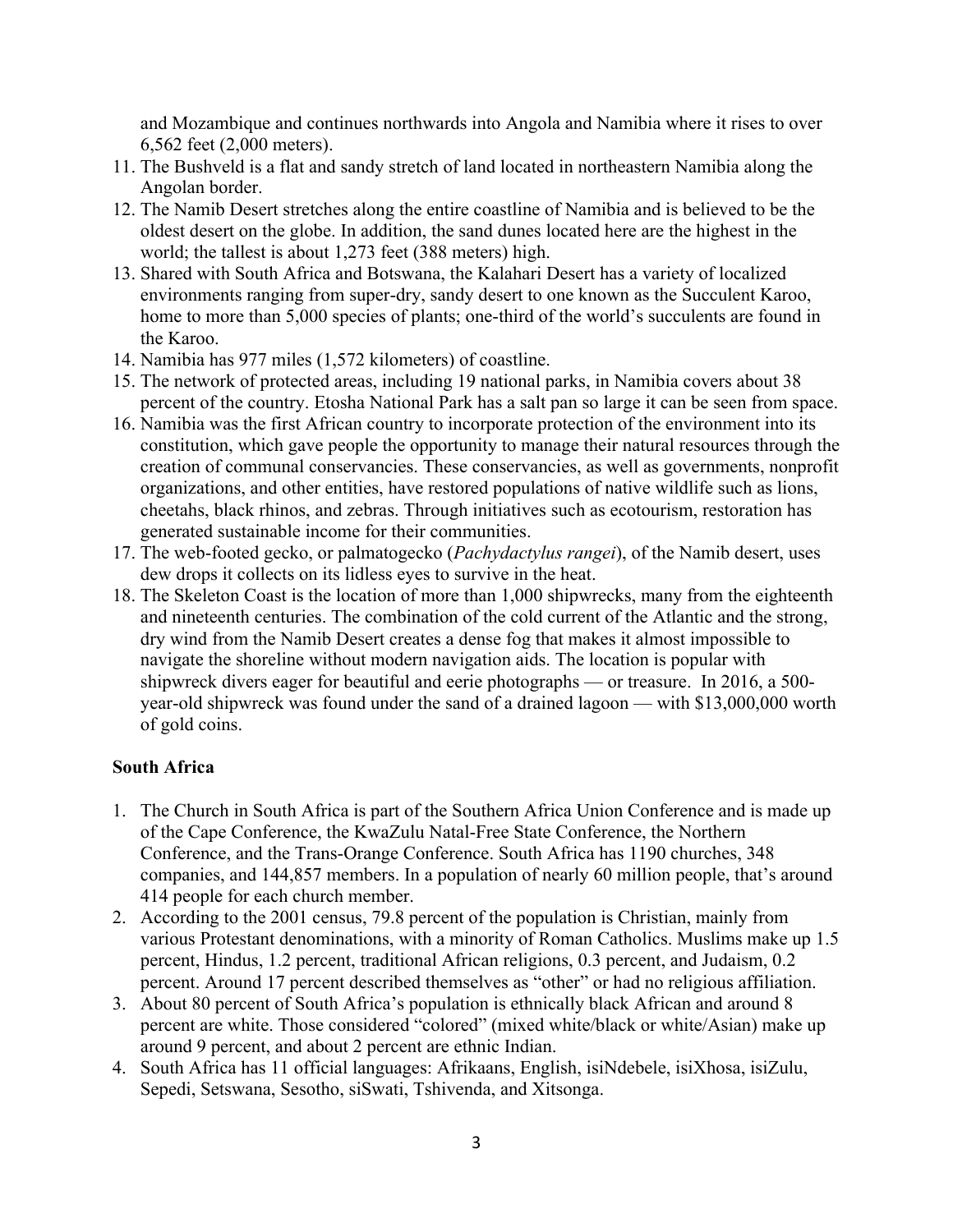and Mozambique and continues northwards into Angola and Namibia where it rises to over 6,562 feet (2,000 meters).

11. The Bushveld is a flat and sandy stretch of land located in northeastern Namibia along the Angolan border.
12. The Namib Desert stretches along the entire coastline of Namibia and is believed to be the oldest desert on the globe. In addition, the sand dunes located here are the highest in the world; the tallest is about 1,273 feet (388 meters) high.
13. Shared with South Africa and Botswana, the Kalahari Desert has a variety of localized environments ranging from super-dry, sandy desert to one known as the Succulent Karoo, home to more than 5,000 species of plants; one-third of the world's succulents are found in the Karoo.
14. Namibia has 977 miles (1,572 kilometers) of coastline.
15. The network of protected areas, including 19 national parks, in Namibia covers about 38 percent of the country. Etosha National Park has a salt pan so large it can be seen from space.
16. Namibia was the first African country to incorporate protection of the environment into its constitution, which gave people the opportunity to manage their natural resources through the creation of communal conservancies. These conservancies, as well as governments, nonprofit organizations, and other entities, have restored populations of native wildlife such as lions, cheetahs, black rhinos, and zebras. Through initiatives such as ecotourism, restoration has generated sustainable income for their communities.
17. The web-footed gecko, or palmatogecko (*Pachydactylus rangei*), of the Namib desert, uses dew drops it collects on its lidless eyes to survive in the heat.
18. The Skeleton Coast is the location of more than 1,000 shipwrecks, many from the eighteenth and nineteenth centuries. The combination of the cold current of the Atlantic and the strong, dry wind from the Namib Desert creates a dense fog that makes it almost impossible to navigate the shoreline without modern navigation aids. The location is popular with shipwreck divers eager for beautiful and eerie photographs — or treasure. In 2016, a 500-year-old shipwreck was found under the sand of a drained lagoon — with $13,000,000 worth of gold coins.

**South Africa**

1. The Church in South Africa is part of the Southern Africa Union Conference and is made up of the Cape Conference, the KwaZulu Natal-Free State Conference, the Northern Conference, and the Trans-Orange Conference. South Africa has 1190 churches, 348 companies, and 144,857 members. In a population of nearly 60 million people, that's around 414 people for each church member.
2. According to the 2001 census, 79.8 percent of the population is Christian, mainly from various Protestant denominations, with a minority of Roman Catholics. Muslims make up 1.5 percent, Hindus, 1.2 percent, traditional African religions, 0.3 percent, and Judaism, 0.2 percent. Around 17 percent described themselves as "other" or had no religious affiliation.
3. About 80 percent of South Africa's population is ethnically black African and around 8 percent are white. Those considered "colored" (mixed white/black or white/Asian) make up around 9 percent, and about 2 percent are ethnic Indian.
4. South Africa has 11 official languages: Afrikaans, English, isiNdebele, isiXhosa, isiZulu, Sepedi, Setswana, Sesotho, siSwati, Tshivenda, and Xitsonga.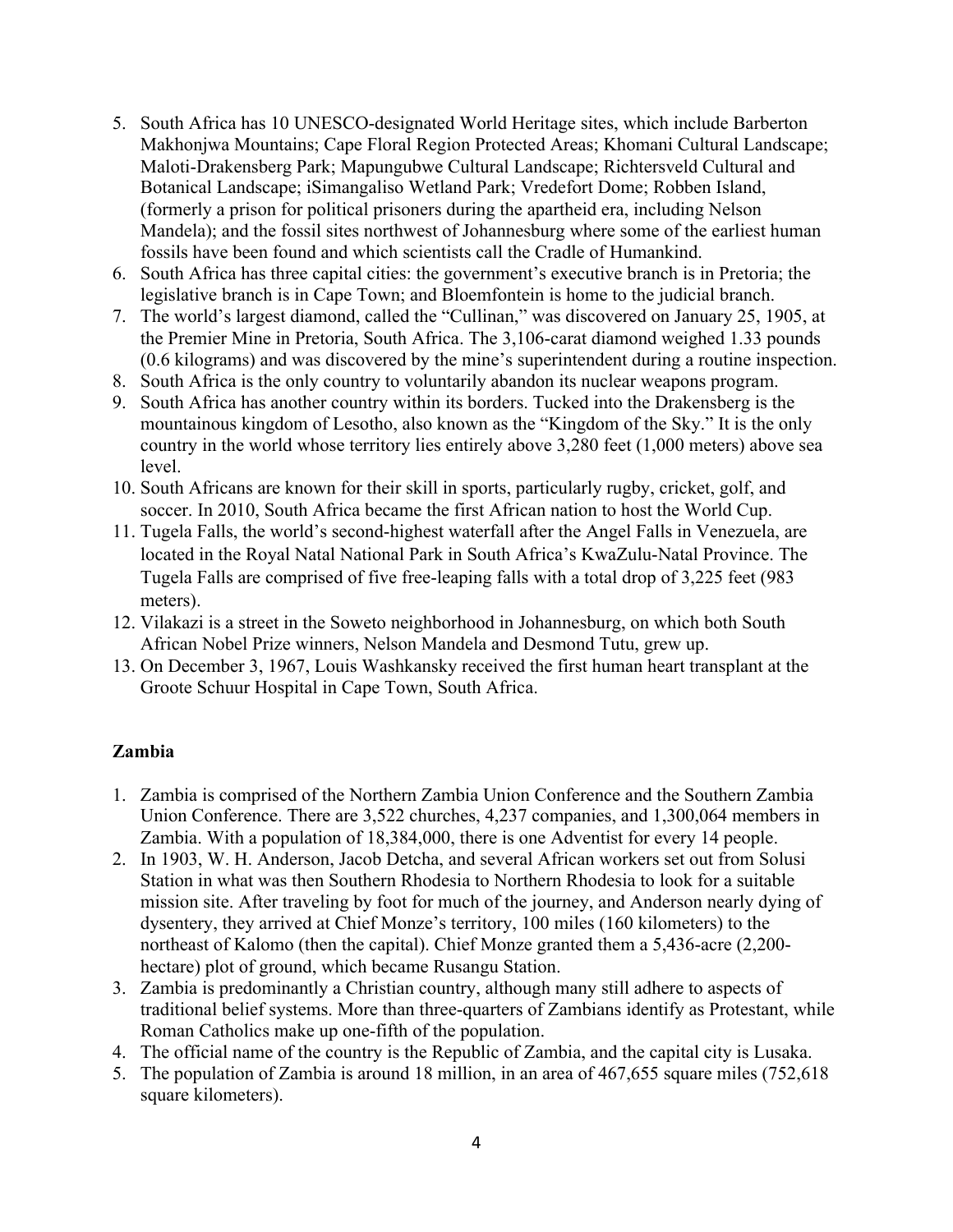5. South Africa has 10 UNESCO-designated World Heritage sites, which include Barberton Makhonjwa Mountains; Cape Floral Region Protected Areas; Khomani Cultural Landscape; Maloti-Drakensberg Park; Mapungubwe Cultural Landscape; Richtersveld Cultural and Botanical Landscape; iSimangaliso Wetland Park; Vredefort Dome; Robben Island, (formerly a prison for political prisoners during the apartheid era, including Nelson Mandela); and the fossil sites northwest of Johannesburg where some of the earliest human fossils have been found and which scientists call the Cradle of Humankind.
6. South Africa has three capital cities: the government's executive branch is in Pretoria; the legislative branch is in Cape Town; and Bloemfontein is home to the judicial branch.
7. The world's largest diamond, called the "Cullinan," was discovered on January 25, 1905, at the Premier Mine in Pretoria, South Africa. The 3,106-carat diamond weighed 1.33 pounds (0.6 kilograms) and was discovered by the mine's superintendent during a routine inspection.
8. South Africa is the only country to voluntarily abandon its nuclear weapons program.
9. South Africa has another country within its borders. Tucked into the Drakensberg is the mountainous kingdom of Lesotho, also known as the "Kingdom of the Sky." It is the only country in the world whose territory lies entirely above 3,280 feet (1,000 meters) above sea level.
10. South Africans are known for their skill in sports, particularly rugby, cricket, golf, and soccer. In 2010, South Africa became the first African nation to host the World Cup.
11. Tugela Falls, the world's second-highest waterfall after the Angel Falls in Venezuela, are located in the Royal Natal National Park in South Africa's KwaZulu-Natal Province. The Tugela Falls are comprised of five free-leaping falls with a total drop of 3,225 feet (983 meters).
12. Vilakazi is a street in the Soweto neighborhood in Johannesburg, on which both South African Nobel Prize winners, Nelson Mandela and Desmond Tutu, grew up.
13. On December 3, 1967, Louis Washkansky received the first human heart transplant at the Groote Schuur Hospital in Cape Town, South Africa.

**Zambia**

1. Zambia is comprised of the Northern Zambia Union Conference and the Southern Zambia Union Conference. There are 3,522 churches, 4,237 companies, and 1,300,064 members in Zambia. With a population of 18,384,000, there is one Adventist for every 14 people.
2. In 1903, W. H. Anderson, Jacob Detcha, and several African workers set out from Solusi Station in what was then Southern Rhodesia to Northern Rhodesia to look for a suitable mission site. After traveling by foot for much of the journey, and Anderson nearly dying of dysentery, they arrived at Chief Monze's territory, 100 miles (160 kilometers) to the northeast of Kalomo (then the capital). Chief Monze granted them a 5,436-acre (2,200-hectare) plot of ground, which became Rusangu Station.
3. Zambia is predominantly a Christian country, although many still adhere to aspects of traditional belief systems. More than three-quarters of Zambians identify as Protestant, while Roman Catholics make up one-fifth of the population.
4. The official name of the country is the Republic of Zambia, and the capital city is Lusaka.
5. The population of Zambia is around 18 million, in an area of 467,655 square miles (752,618 square kilometers).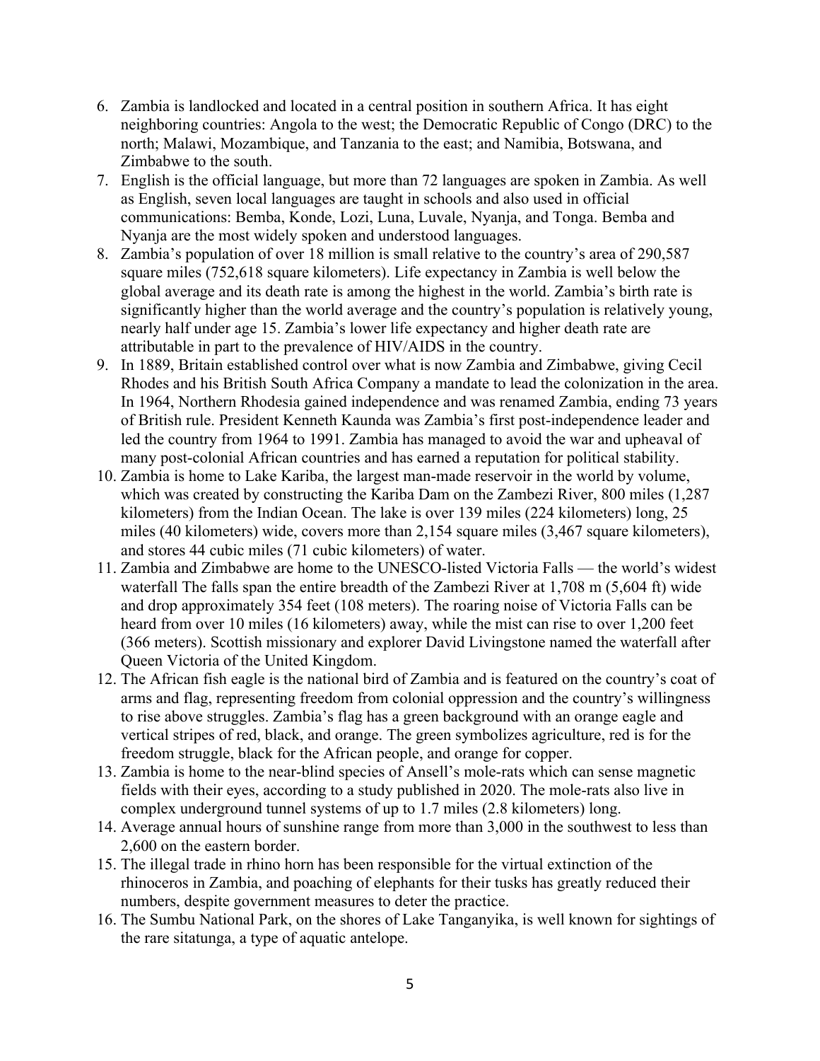6. Zambia is landlocked and located in a central position in southern Africa. It has eight neighboring countries: Angola to the west; the Democratic Republic of Congo (DRC) to the north; Malawi, Mozambique, and Tanzania to the east; and Namibia, Botswana, and Zimbabwe to the south.
7. English is the official language, but more than 72 languages are spoken in Zambia. As well as English, seven local languages are taught in schools and also used in official communications: Bemba, Konde, Lozi, Luna, Luvale, Nyanja, and Tonga. Bemba and Nyanja are the most widely spoken and understood languages.
8. Zambia's population of over 18 million is small relative to the country's area of 290,587 square miles (752,618 square kilometers). Life expectancy in Zambia is well below the global average and its death rate is among the highest in the world. Zambia's birth rate is significantly higher than the world average and the country's population is relatively young, nearly half under age 15. Zambia's lower life expectancy and higher death rate are attributable in part to the prevalence of HIV/AIDS in the country.
9. In 1889, Britain established control over what is now Zambia and Zimbabwe, giving Cecil Rhodes and his British South Africa Company a mandate to lead the colonization in the area. In 1964, Northern Rhodesia gained independence and was renamed Zambia, ending 73 years of British rule. President Kenneth Kaunda was Zambia's first post-independence leader and led the country from 1964 to 1991. Zambia has managed to avoid the war and upheaval of many post-colonial African countries and has earned a reputation for political stability.
10. Zambia is home to Lake Kariba, the largest man-made reservoir in the world by volume, which was created by constructing the Kariba Dam on the Zambezi River, 800 miles (1,287 kilometers) from the Indian Ocean. The lake is over 139 miles (224 kilometers) long, 25 miles (40 kilometers) wide, covers more than 2,154 square miles (3,467 square kilometers), and stores 44 cubic miles (71 cubic kilometers) of water.
11. Zambia and Zimbabwe are home to the UNESCO-listed Victoria Falls — the world's widest waterfall The falls span the entire breadth of the Zambezi River at 1,708 m (5,604 ft) wide and drop approximately 354 feet (108 meters). The roaring noise of Victoria Falls can be heard from over 10 miles (16 kilometers) away, while the mist can rise to over 1,200 feet (366 meters). Scottish missionary and explorer David Livingstone named the waterfall after Queen Victoria of the United Kingdom.
12. The African fish eagle is the national bird of Zambia and is featured on the country's coat of arms and flag, representing freedom from colonial oppression and the country's willingness to rise above struggles. Zambia's flag has a green background with an orange eagle and vertical stripes of red, black, and orange. The green symbolizes agriculture, red is for the freedom struggle, black for the African people, and orange for copper.
13. Zambia is home to the near-blind species of Ansell's mole-rats which can sense magnetic fields with their eyes, according to a study published in 2020. The mole-rats also live in complex underground tunnel systems of up to 1.7 miles (2.8 kilometers) long.
14. Average annual hours of sunshine range from more than 3,000 in the southwest to less than 2,600 on the eastern border.
15. The illegal trade in rhino horn has been responsible for the virtual extinction of the rhinoceros in Zambia, and poaching of elephants for their tusks has greatly reduced their numbers, despite government measures to deter the practice.
16. The Sumbu National Park, on the shores of Lake Tanganyika, is well known for sightings of the rare sitatunga, a type of aquatic antelope.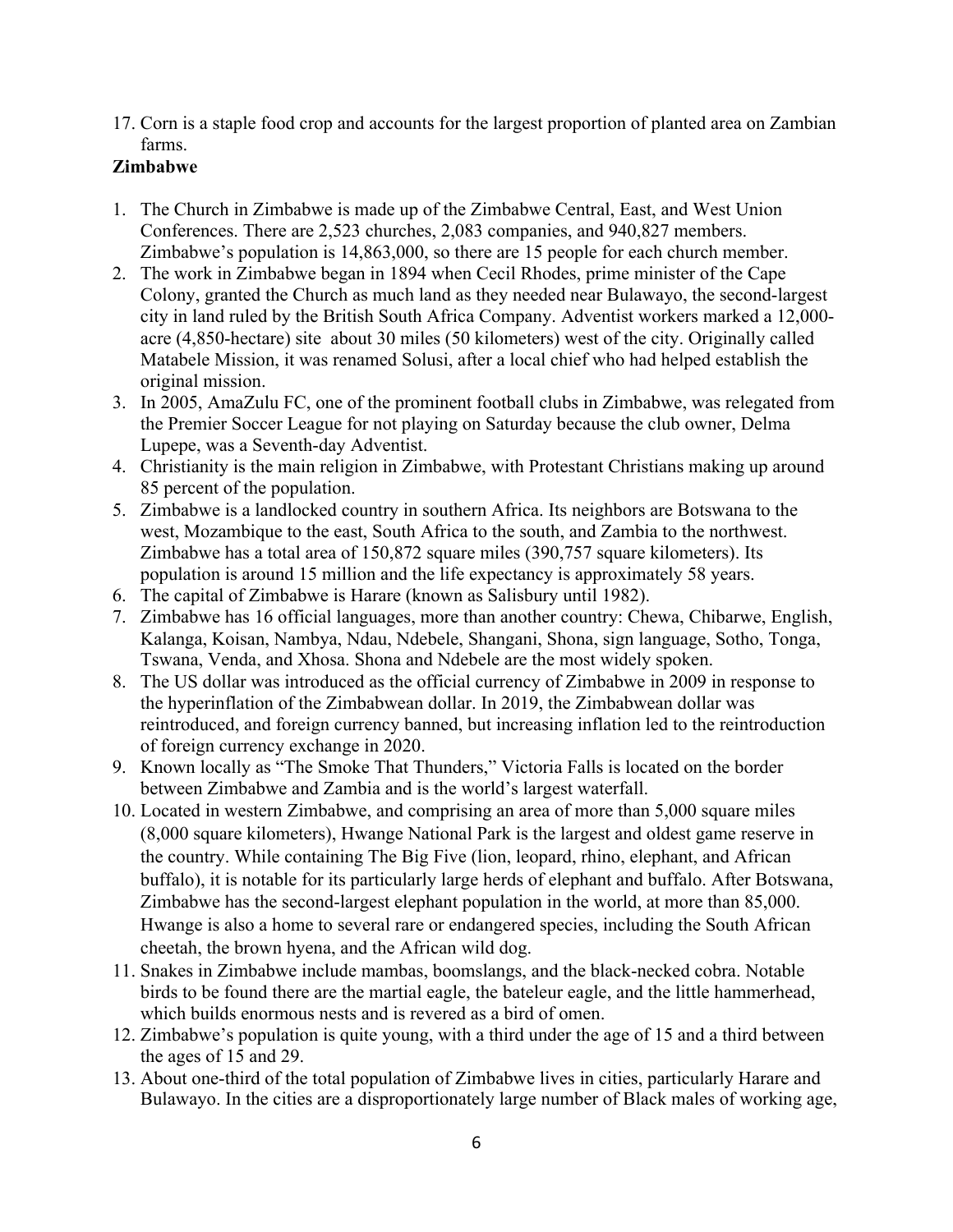17. Corn is a staple food crop and accounts for the largest proportion of planted area on Zambian farms.

**Zimbabwe**

1. The Church in Zimbabwe is made up of the Zimbabwe Central, East, and West Union Conferences. There are 2,523 churches, 2,083 companies, and 940,827 members. Zimbabwe's population is 14,863,000, so there are 15 people for each church member.
2. The work in Zimbabwe began in 1894 when Cecil Rhodes, prime minister of the Cape Colony, granted the Church as much land as they needed near Bulawayo, the second-largest city in land ruled by the British South Africa Company. Adventist workers marked a 12,000-acre (4,850-hectare) site about 30 miles (50 kilometers) west of the city. Originally called Matabele Mission, it was renamed Solusi, after a local chief who had helped establish the original mission.
3. In 2005, AmaZulu FC, one of the prominent football clubs in Zimbabwe, was relegated from the Premier Soccer League for not playing on Saturday because the club owner, Delma Lupepe, was a Seventh-day Adventist.
4. Christianity is the main religion in Zimbabwe, with Protestant Christians making up around 85 percent of the population.
5. Zimbabwe is a landlocked country in southern Africa. Its neighbors are Botswana to the west, Mozambique to the east, South Africa to the south, and Zambia to the northwest. Zimbabwe has a total area of 150,872 square miles (390,757 square kilometers). Its population is around 15 million and the life expectancy is approximately 58 years.
6. The capital of Zimbabwe is Harare (known as Salisbury until 1982).
7. Zimbabwe has 16 official languages, more than another country: Chewa, Chibarwe, English, Kalanga, Koisan, Nambya, Ndau, Ndebele, Shangani, Shona, sign language, Sotho, Tonga, Tswana, Venda, and Xhosa. Shona and Ndebele are the most widely spoken.
8. The US dollar was introduced as the official currency of Zimbabwe in 2009 in response to the hyperinflation of the Zimbabwean dollar. In 2019, the Zimbabwean dollar was reintroduced, and foreign currency banned, but increasing inflation led to the reintroduction of foreign currency exchange in 2020.
9. Known locally as "The Smoke That Thunders," Victoria Falls is located on the border between Zimbabwe and Zambia and is the world's largest waterfall.
10. Located in western Zimbabwe, and comprising an area of more than 5,000 square miles (8,000 square kilometers), Hwange National Park is the largest and oldest game reserve in the country. While containing The Big Five (lion, leopard, rhino, elephant, and African buffalo), it is notable for its particularly large herds of elephant and buffalo. After Botswana, Zimbabwe has the second-largest elephant population in the world, at more than 85,000. Hwange is also a home to several rare or endangered species, including the South African cheetah, the brown hyena, and the African wild dog.
11. Snakes in Zimbabwe include mambas, boomslangs, and the black-necked cobra. Notable birds to be found there are the martial eagle, the bateleur eagle, and the little hammerhead, which builds enormous nests and is revered as a bird of omen.
12. Zimbabwe's population is quite young, with a third under the age of 15 and a third between the ages of 15 and 29.
13. About one-third of the total population of Zimbabwe lives in cities, particularly Harare and Bulawayo. In the cities are a disproportionately large number of Black males of working age,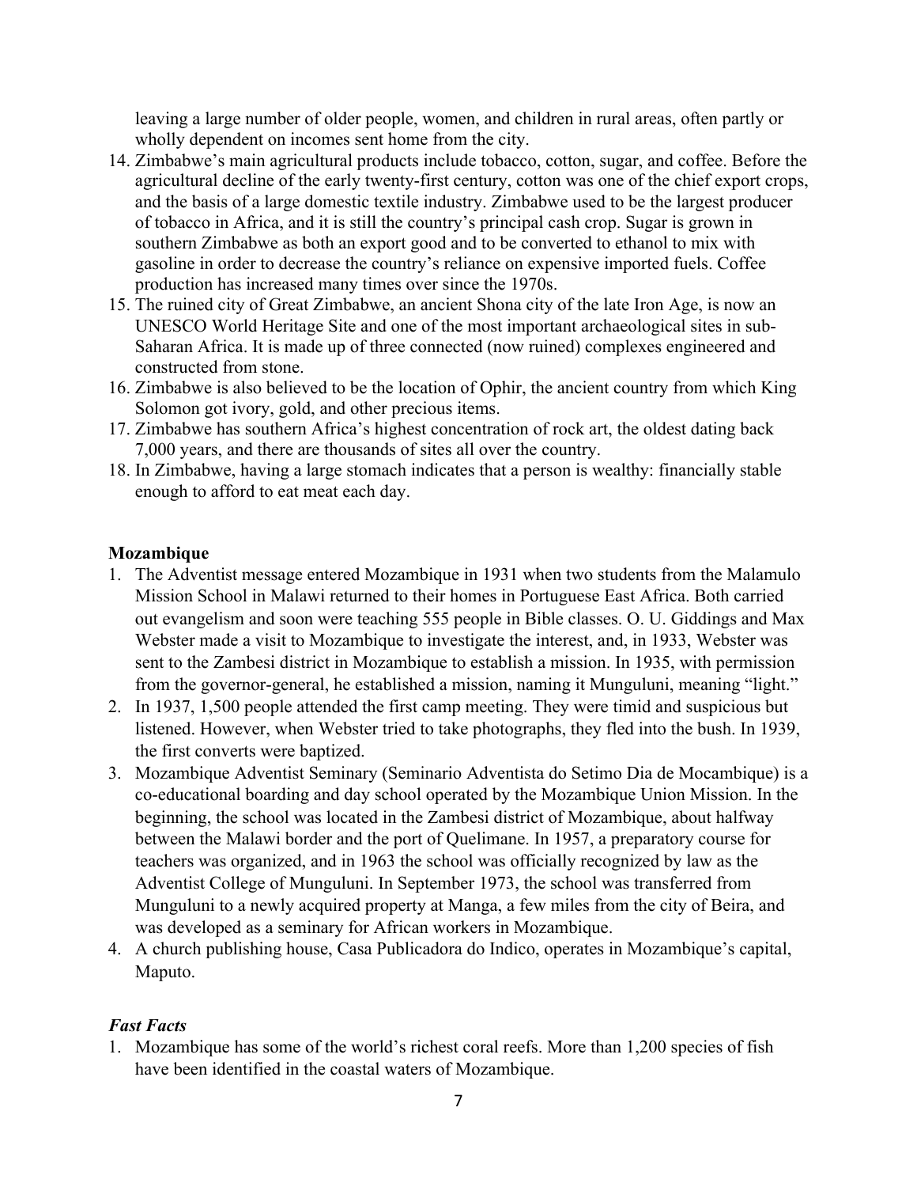leaving a large number of older people, women, and children in rural areas, often partly or wholly dependent on incomes sent home from the city.

14. Zimbabwe's main agricultural products include tobacco, cotton, sugar, and coffee. Before the agricultural decline of the early twenty-first century, cotton was one of the chief export crops, and the basis of a large domestic textile industry. Zimbabwe used to be the largest producer of tobacco in Africa, and it is still the country's principal cash crop. Sugar is grown in southern Zimbabwe as both an export good and to be converted to ethanol to mix with gasoline in order to decrease the country's reliance on expensive imported fuels. Coffee production has increased many times over since the 1970s.
15. The ruined city of Great Zimbabwe, an ancient Shona city of the late Iron Age, is now an UNESCO World Heritage Site and one of the most important archaeological sites in sub-Saharan Africa. It is made up of three connected (now ruined) complexes engineered and constructed from stone.
16. Zimbabwe is also believed to be the location of Ophir, the ancient country from which King Solomon got ivory, gold, and other precious items.
17. Zimbabwe has southern Africa's highest concentration of rock art, the oldest dating back 7,000 years, and there are thousands of sites all over the country.
18. In Zimbabwe, having a large stomach indicates that a person is wealthy: financially stable enough to afford to eat meat each day.

**Mozambique**

1. The Adventist message entered Mozambique in 1931 when two students from the Malamulo Mission School in Malawi returned to their homes in Portuguese East Africa. Both carried out evangelism and soon were teaching 555 people in Bible classes. O. U. Giddings and Max Webster made a visit to Mozambique to investigate the interest, and, in 1933, Webster was sent to the Zambesi district in Mozambique to establish a mission. In 1935, with permission from the governor-general, he established a mission, naming it Munguluni, meaning "light."
2. In 1937, 1,500 people attended the first camp meeting. They were timid and suspicious but listened. However, when Webster tried to take photographs, they fled into the bush. In 1939, the first converts were baptized.
3. Mozambique Adventist Seminary (Seminario Adventista do Setimo Dia de Mocambique) is a co-educational boarding and day school operated by the Mozambique Union Mission. In the beginning, the school was located in the Zambesi district of Mozambique, about halfway between the Malawi border and the port of Quelimane. In 1957, a preparatory course for teachers was organized, and in 1963 the school was officially recognized by law as the Adventist College of Munguluni. In September 1973, the school was transferred from Munguluni to a newly acquired property at Manga, a few miles from the city of Beira, and was developed as a seminary for African workers in Mozambique.
4. A church publishing house, Casa Publicadora do Indico, operates in Mozambique's capital, Maputo.

***Fast Facts***

1. Mozambique has some of the world's richest coral reefs. More than 1,200 species of fish have been identified in the coastal waters of Mozambique.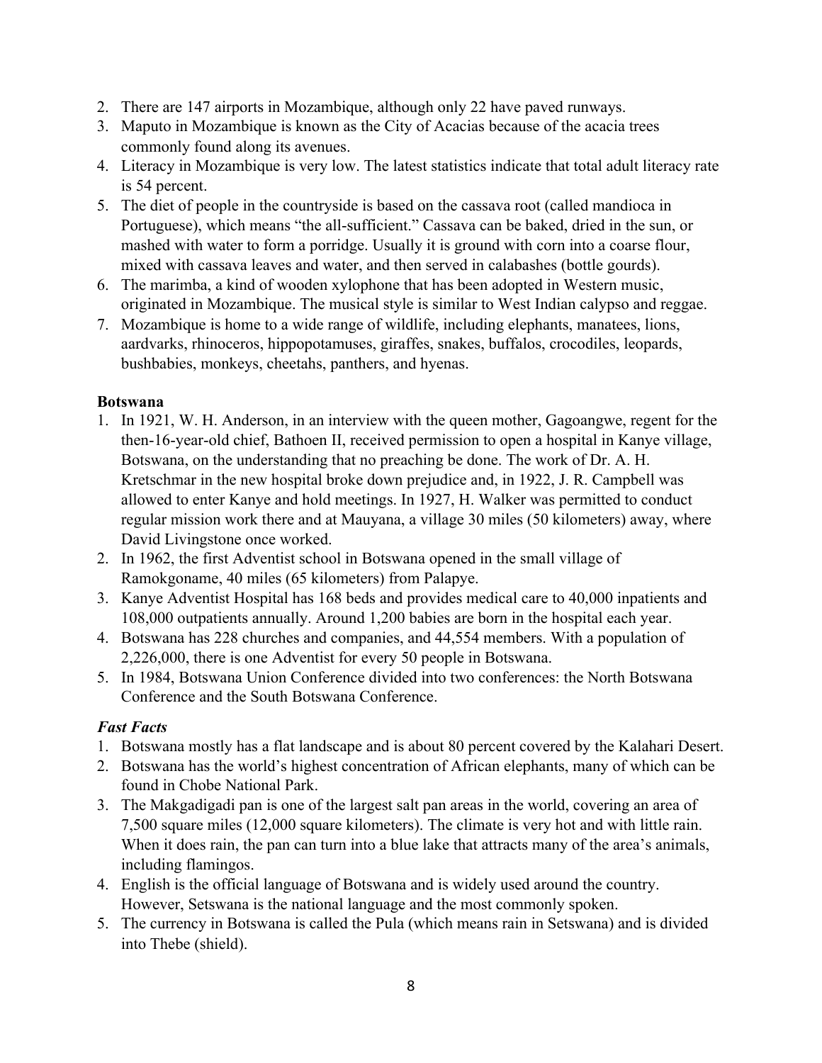2. There are 147 airports in Mozambique, although only 22 have paved runways.
3. Maputo in Mozambique is known as the City of Acacias because of the acacia trees commonly found along its avenues.
4. Literacy in Mozambique is very low. The latest statistics indicate that total adult literacy rate is 54 percent.
5. The diet of people in the countryside is based on the cassava root (called mandioca in Portuguese), which means "the all-sufficient." Cassava can be baked, dried in the sun, or mashed with water to form a porridge. Usually it is ground with corn into a coarse flour, mixed with cassava leaves and water, and then served in calabashes (bottle gourds).
6. The marimba, a kind of wooden xylophone that has been adopted in Western music, originated in Mozambique. The musical style is similar to West Indian calypso and reggae.
7. Mozambique is home to a wide range of wildlife, including elephants, manatees, lions, aardvarks, rhinoceros, hippopotamuses, giraffes, snakes, buffalos, crocodiles, leopards, bushbabies, monkeys, cheetahs, panthers, and hyenas.

**Botswana**

1. In 1921, W. H. Anderson, in an interview with the queen mother, Gagoangwe, regent for the then-16-year-old chief, Bathoen II, received permission to open a hospital in Kanye village, Botswana, on the understanding that no preaching be done. The work of Dr. A. H. Kretschmar in the new hospital broke down prejudice and, in 1922, J. R. Campbell was allowed to enter Kanye and hold meetings. In 1927, H. Walker was permitted to conduct regular mission work there and at Mauyana, a village 30 miles (50 kilometers) away, where David Livingstone once worked.
2. In 1962, the first Adventist school in Botswana opened in the small village of Ramokgoname, 40 miles (65 kilometers) from Palapye.
3. Kanye Adventist Hospital has 168 beds and provides medical care to 40,000 inpatients and 108,000 outpatients annually. Around 1,200 babies are born in the hospital each year.
4. Botswana has 228 churches and companies, and 44,554 members. With a population of 2,226,000, there is one Adventist for every 50 people in Botswana.
5. In 1984, Botswana Union Conference divided into two conferences: the North Botswana Conference and the South Botswana Conference.

***Fast Facts***

1. Botswana mostly has a flat landscape and is about 80 percent covered by the Kalahari Desert.
2. Botswana has the world's highest concentration of African elephants, many of which can be found in Chobe National Park.
3. The Makgadigadi pan is one of the largest salt pan areas in the world, covering an area of 7,500 square miles (12,000 square kilometers). The climate is very hot and with little rain. When it does rain, the pan can turn into a blue lake that attracts many of the area's animals, including flamingos.
4. English is the official language of Botswana and is widely used around the country. However, Setswana is the national language and the most commonly spoken.
5. The currency in Botswana is called the Pula (which means rain in Setswana) and is divided into Thebe (shield).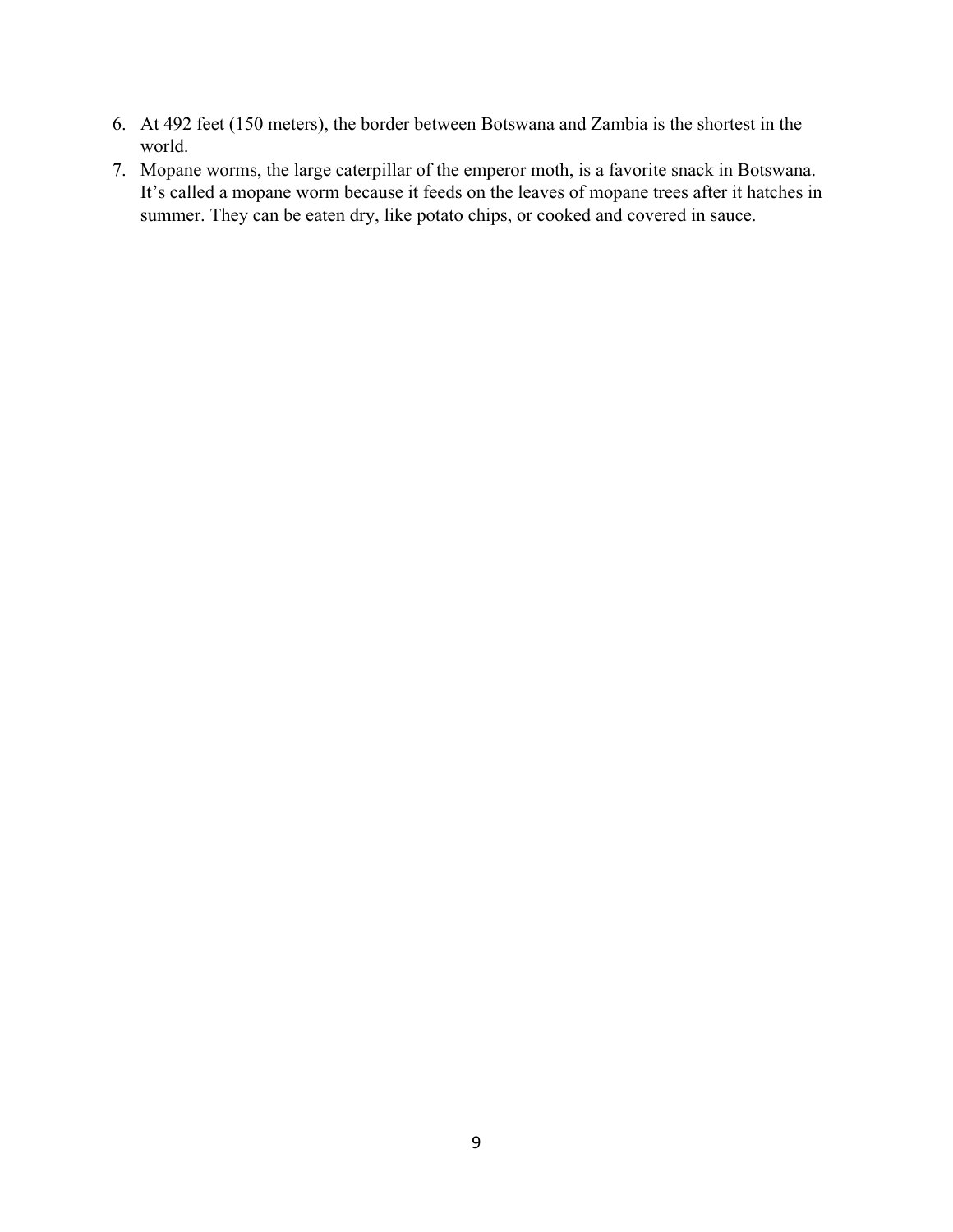6. At 492 feet (150 meters), the border between Botswana and Zambia is the shortest in the world.
7. Mopane worms, the large caterpillar of the emperor moth, is a favorite snack in Botswana. It's called a mopane worm because it feeds on the leaves of mopane trees after it hatches in summer. They can be eaten dry, like potato chips, or cooked and covered in sauce.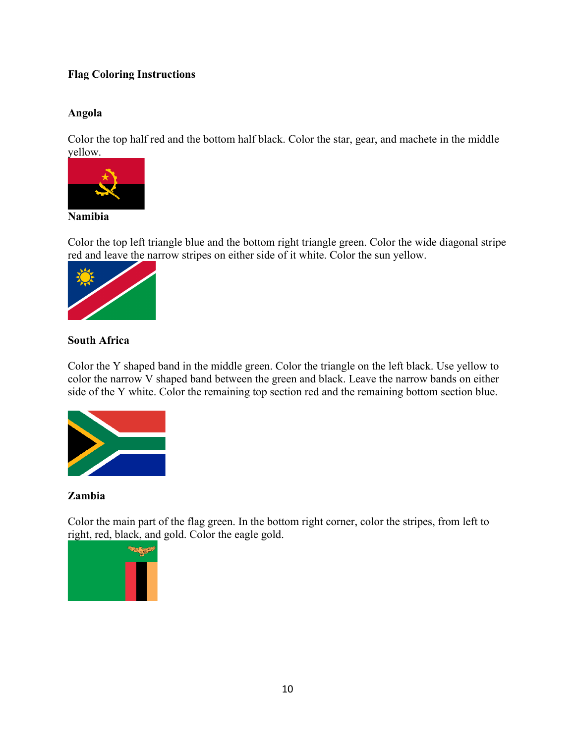**Flag Coloring Instructions**

**Angola**

Color the top half red and the bottom half black. Color the star, gear, and machete in the middle yellow.

**Namibia**

Color the top left triangle blue and the bottom right triangle green. Color the wide diagonal stripe red and leave the narrow stripes on either side of it white. Color the sun yellow.

**South Africa**

Color the Y shaped band in the middle green. Color the triangle on the left black. Use yellow to color the narrow V shaped band between the green and black. Leave the narrow bands on either side of the Y white. Color the remaining top section red and the remaining bottom section blue.

**Zambia**

Color the main part of the flag green. In the bottom right corner, color the stripes, from left to right, red, black, and gold. Color the eagle gold.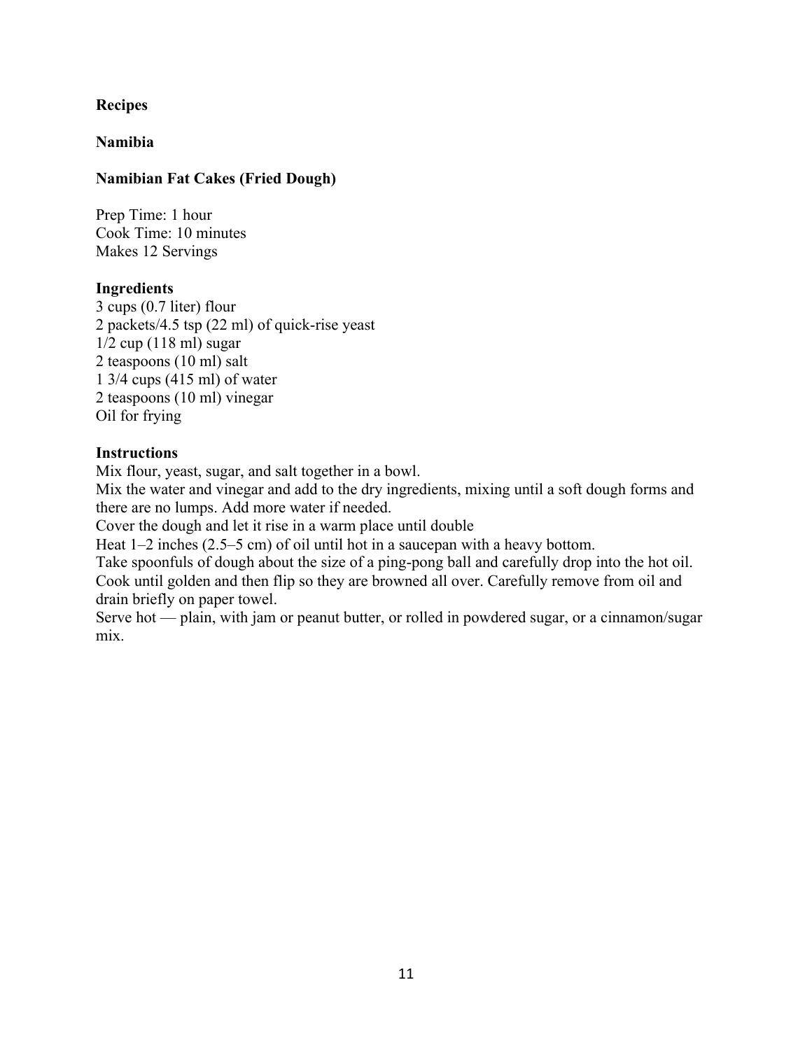# Recipes

## Namibia

### Namibian Fat Cakes (Fried Dough)

Prep Time: 1 hour
Cook Time: 10 minutes
Makes 12 Servings

**Ingredients**

3 cups (0.7 liter) flour
2 packets/4.5 tsp (22 ml) of quick-rise yeast
1/2 cup (118 ml) sugar
2 teaspoons (10 ml) salt
1 3/4 cups (415 ml) of water
2 teaspoons (10 ml) vinegar
Oil for frying

**Instructions**

Mix flour, yeast, sugar, and salt together in a bowl.
Mix the water and vinegar and add to the dry ingredients, mixing until a soft dough forms and there are no lumps. Add more water if needed.
Cover the dough and let it rise in a warm place until double
Heat 1–2 inches (2.5–5 cm) of oil until hot in a saucepan with a heavy bottom.
Take spoonfuls of dough about the size of a ping-pong ball and carefully drop into the hot oil.
Cook until golden and then flip so they are browned all over. Carefully remove from oil and drain briefly on paper towel.
Serve hot — plain, with jam or peanut butter, or rolled in powdered sugar, or a cinnamon/sugar mix.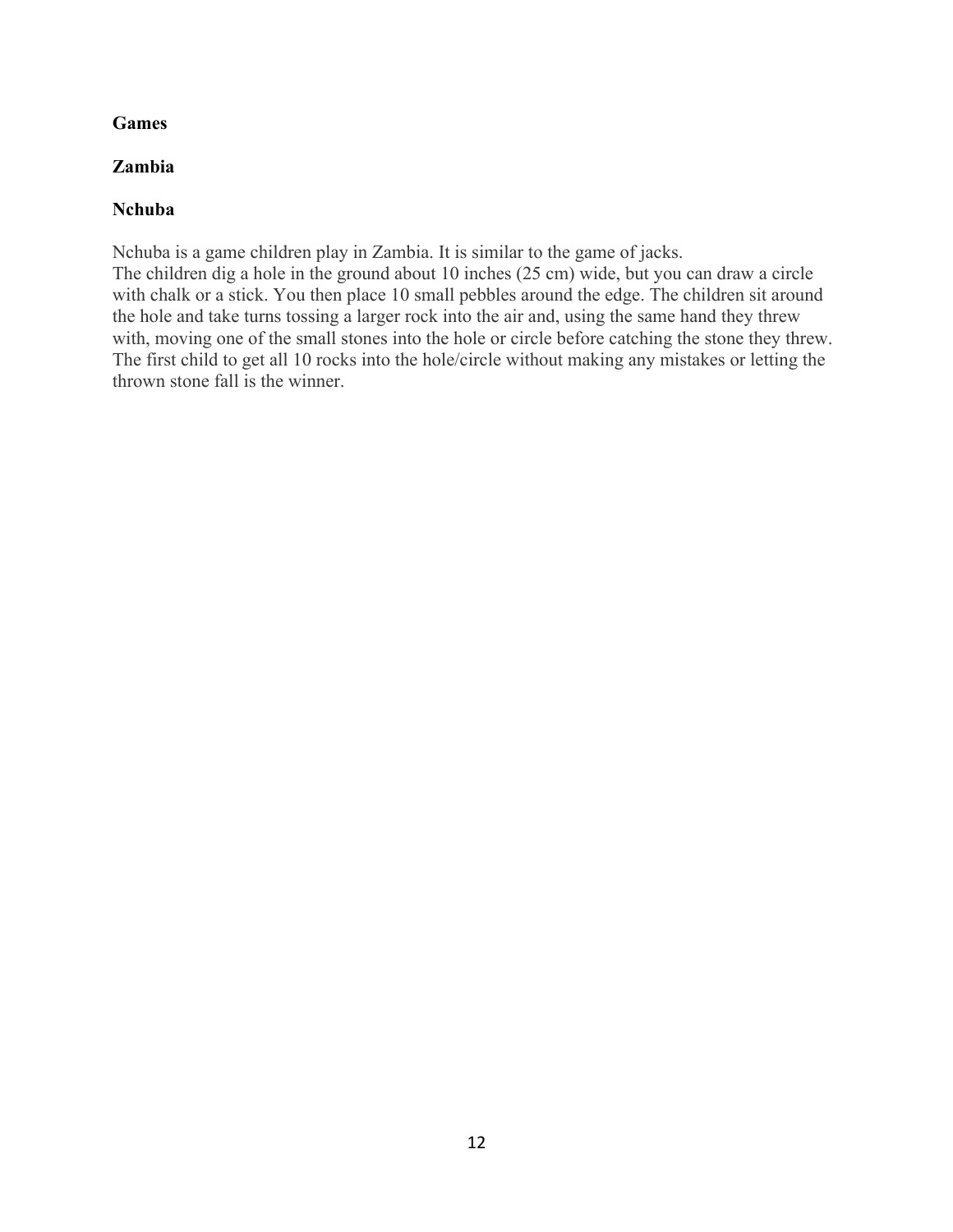**Games**

**Zambia**

**Nchuba**

Nchuba is a game children play in Zambia. It is similar to the game of jacks.
The children dig a hole in the ground about 10 inches (25 cm) wide, but you can draw a circle with chalk or a stick. You then place 10 small pebbles around the edge. The children sit around the hole and take turns tossing a larger rock into the air and, using the same hand they threw with, moving one of the small stones into the hole or circle before catching the stone they threw. The first child to get all 10 rocks into the hole/circle without making any mistakes or letting the thrown stone fall is the winner.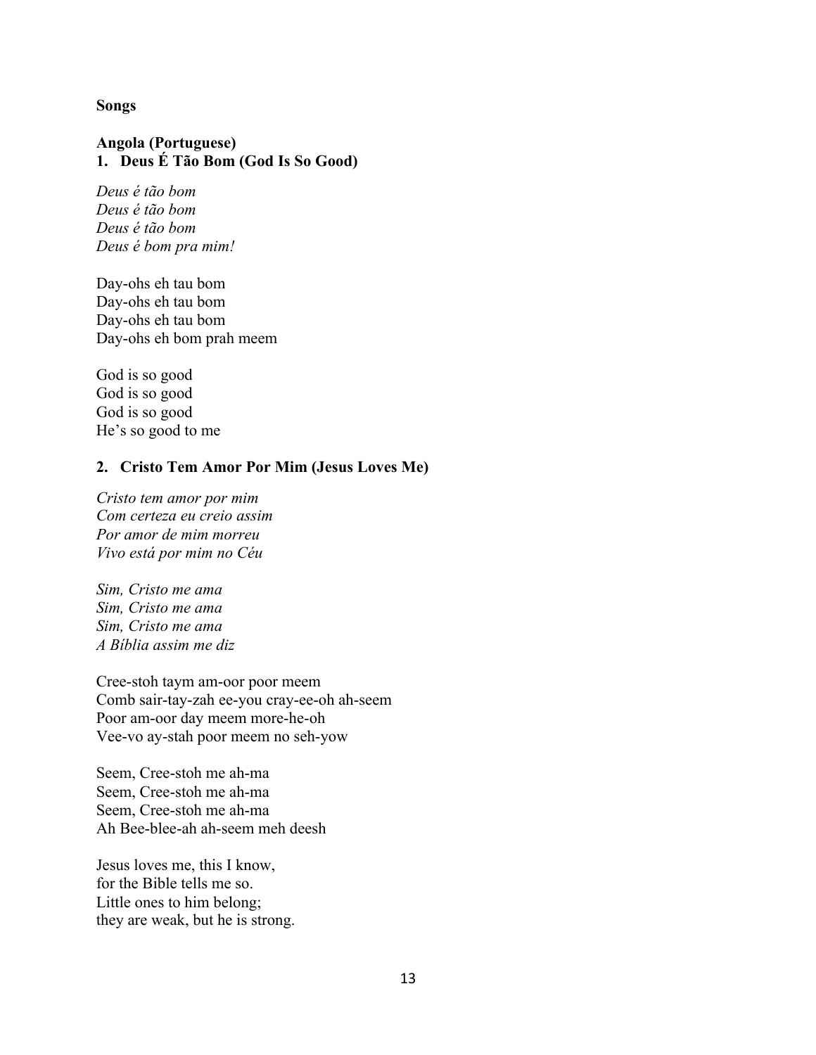**Songs**

**Angola (Portuguese)**

**1. Deus É Tão Bom (God Is So Good)**

*Deus é tão bom*
*Deus é tão bom*
*Deus é tão bom*
*Deus é bom pra mim!*

Day-ohs eh tau bom
Day-ohs eh tau bom
Day-ohs eh tau bom
Day-ohs eh bom prah meem

God is so good
God is so good
God is so good
He's so good to me

**2. Cristo Tem Amor Por Mim (Jesus Loves Me)**

*Cristo tem amor por mim*
*Com certeza eu creio assim*
*Por amor de mim morreu*
*Vivo está por mim no Céu*

*Sim, Cristo me ama*
*Sim, Cristo me ama*
*Sim, Cristo me ama*
*A Bíblia assim me diz*

Cree-stoh taym am-oor poor meem
Comb sair-tay-zah ee-you cray-ee-oh ah-seem
Poor am-oor day meem more-he-oh
Vee-vo ay-stah poor meem no seh-yow

Seem, Cree-stoh me ah-ma
Seem, Cree-stoh me ah-ma
Seem, Cree-stoh me ah-ma
Ah Bee-blee-ah ah-seem meh deesh

Jesus loves me, this I know,
for the Bible tells me so.
Little ones to him belong;
they are weak, but he is strong.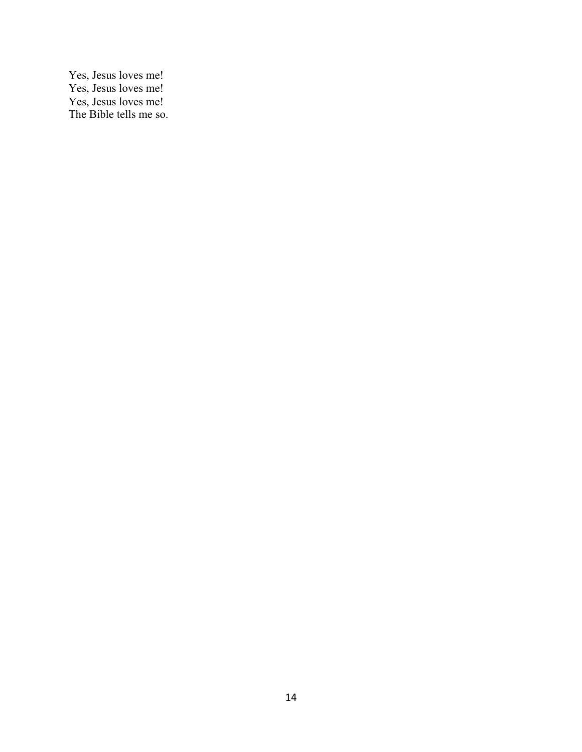Yes, Jesus loves me!  
Yes, Jesus loves me!  
Yes, Jesus loves me!  
The Bible tells me so.